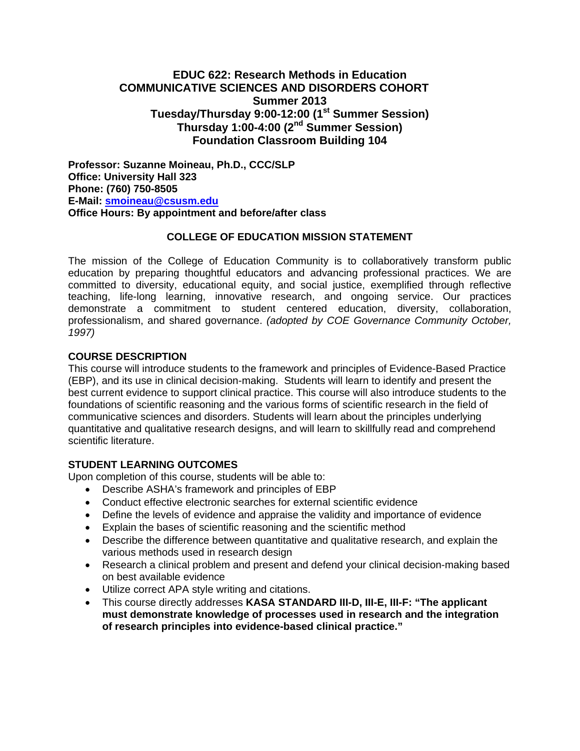# EDUC 622: Research Methods in Education
## COMMUNICATIVE SCIENCES AND DISORDERS COHORT
## Summer 2013
## Tuesday/Thursday 9:00-12:00 (1st Summer Session)
## Thursday 1:00-4:00 (2nd Summer Session)
## Foundation Classroom Building 104

**Professor: Suzanne Moineau, Ph.D., CCC/SLP**
**Office: University Hall 323**
**Phone: (760) 750-8505**
**E-Mail: smoineau@csusm.edu**
**Office Hours: By appointment and before/after class**

## COLLEGE OF EDUCATION MISSION STATEMENT

The mission of the College of Education Community is to collaboratively transform public education by preparing thoughtful educators and advancing professional practices. We are committed to diversity, educational equity, and social justice, exemplified through reflective teaching, life-long learning, innovative research, and ongoing service. Our practices demonstrate a commitment to student centered education, diversity, collaboration, professionalism, and shared governance. *(adopted by COE Governance Community October, 1997)*

## COURSE DESCRIPTION

This course will introduce students to the framework and principles of Evidence-Based Practice (EBP), and its use in clinical decision-making. Students will learn to identify and present the best current evidence to support clinical practice. This course will also introduce students to the foundations of scientific reasoning and the various forms of scientific research in the field of communicative sciences and disorders. Students will learn about the principles underlying quantitative and qualitative research designs, and will learn to skillfully read and comprehend scientific literature.

## STUDENT LEARNING OUTCOMES

Upon completion of this course, students will be able to:

- Describe ASHA's framework and principles of EBP
- Conduct effective electronic searches for external scientific evidence
- Define the levels of evidence and appraise the validity and importance of evidence
- Explain the bases of scientific reasoning and the scientific method
- Describe the difference between quantitative and qualitative research, and explain the various methods used in research design
- Research a clinical problem and present and defend your clinical decision-making based on best available evidence
- Utilize correct APA style writing and citations.
- This course directly addresses **KASA STANDARD III-D, III-E, III-F: "The applicant must demonstrate knowledge of processes used in research and the integration of research principles into evidence-based clinical practice."**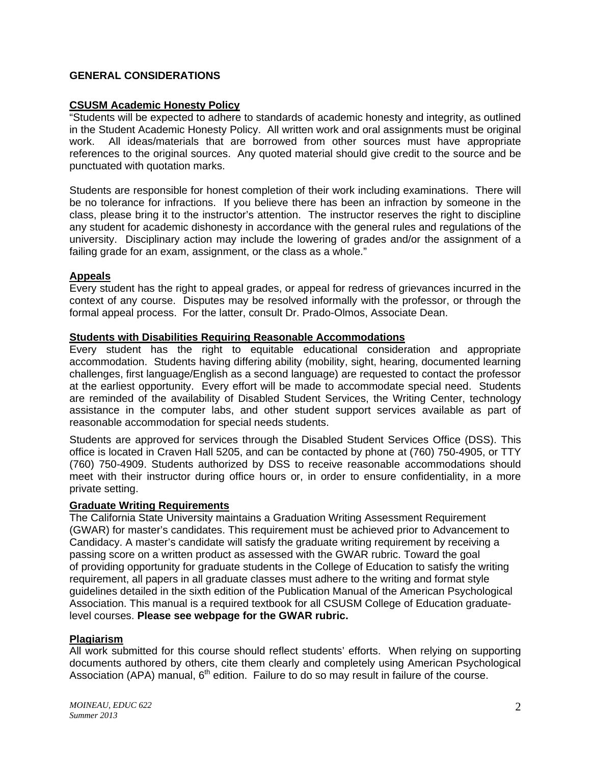## GENERAL CONSIDERATIONS

### CSUSM Academic Honesty Policy

"Students will be expected to adhere to standards of academic honesty and integrity, as outlined in the Student Academic Honesty Policy. All written work and oral assignments must be original work. All ideas/materials that are borrowed from other sources must have appropriate references to the original sources. Any quoted material should give credit to the source and be punctuated with quotation marks.

Students are responsible for honest completion of their work including examinations. There will be no tolerance for infractions. If you believe there has been an infraction by someone in the class, please bring it to the instructor's attention. The instructor reserves the right to discipline any student for academic dishonesty in accordance with the general rules and regulations of the university. Disciplinary action may include the lowering of grades and/or the assignment of a failing grade for an exam, assignment, or the class as a whole."

### Appeals

Every student has the right to appeal grades, or appeal for redress of grievances incurred in the context of any course. Disputes may be resolved informally with the professor, or through the formal appeal process. For the latter, consult Dr. Prado-Olmos, Associate Dean.

### Students with Disabilities Requiring Reasonable Accommodations

Every student has the right to equitable educational consideration and appropriate accommodation. Students having differing ability (mobility, sight, hearing, documented learning challenges, first language/English as a second language) are requested to contact the professor at the earliest opportunity. Every effort will be made to accommodate special need. Students are reminded of the availability of Disabled Student Services, the Writing Center, technology assistance in the computer labs, and other student support services available as part of reasonable accommodation for special needs students.

Students are approved for services through the Disabled Student Services Office (DSS). This office is located in Craven Hall 5205, and can be contacted by phone at (760) 750-4905, or TTY (760) 750-4909. Students authorized by DSS to receive reasonable accommodations should meet with their instructor during office hours or, in order to ensure confidentiality, in a more private setting.

### Graduate Writing Requirements

The California State University maintains a Graduation Writing Assessment Requirement (GWAR) for master's candidates. This requirement must be achieved prior to Advancement to Candidacy. A master's candidate will satisfy the graduate writing requirement by receiving a passing score on a written product as assessed with the GWAR rubric. Toward the goal of providing opportunity for graduate students in the College of Education to satisfy the writing requirement, all papers in all graduate classes must adhere to the writing and format style guidelines detailed in the sixth edition of the Publication Manual of the American Psychological Association. This manual is a required textbook for all CSUSM College of Education graduate-level courses. **Please see webpage for the GWAR rubric.**

### Plagiarism

All work submitted for this course should reflect students' efforts. When relying on supporting documents authored by others, cite them clearly and completely using American Psychological Association (APA) manual, 6th edition. Failure to do so may result in failure of the course.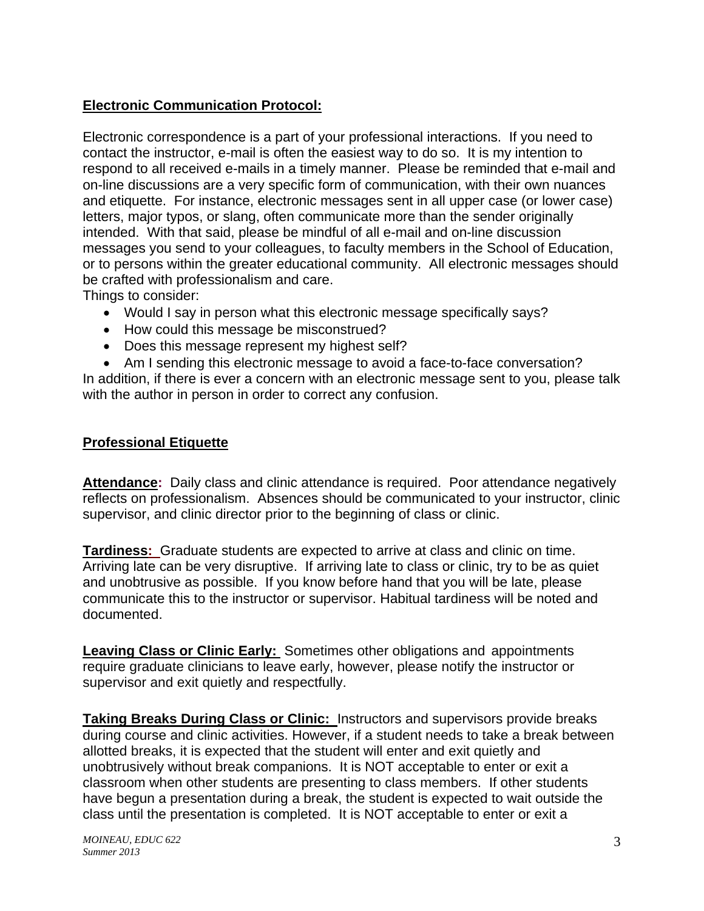**Electronic Communication Protocol:**

Electronic correspondence is a part of your professional interactions. If you need to contact the instructor, e-mail is often the easiest way to do so. It is my intention to respond to all received e-mails in a timely manner. Please be reminded that e-mail and on-line discussions are a very specific form of communication, with their own nuances and etiquette. For instance, electronic messages sent in all upper case (or lower case) letters, major typos, or slang, often communicate more than the sender originally intended. With that said, please be mindful of all e-mail and on-line discussion messages you send to your colleagues, to faculty members in the School of Education, or to persons within the greater educational community. All electronic messages should be crafted with professionalism and care.
Things to consider:

- Would I say in person what this electronic message specifically says?
- How could this message be misconstrued?
- Does this message represent my highest self?
- Am I sending this electronic message to avoid a face-to-face conversation?

In addition, if there is ever a concern with an electronic message sent to you, please talk with the author in person in order to correct any confusion.

**Professional Etiquette**

**Attendance:** Daily class and clinic attendance is required. Poor attendance negatively reflects on professionalism. Absences should be communicated to your instructor, clinic supervisor, and clinic director prior to the beginning of class or clinic.

**Tardiness:** Graduate students are expected to arrive at class and clinic on time. Arriving late can be very disruptive. If arriving late to class or clinic, try to be as quiet and unobtrusive as possible. If you know before hand that you will be late, please communicate this to the instructor or supervisor. Habitual tardiness will be noted and documented.

**Leaving Class or Clinic Early:** Sometimes other obligations and appointments require graduate clinicians to leave early, however, please notify the instructor or supervisor and exit quietly and respectfully.

**Taking Breaks During Class or Clinic:** Instructors and supervisors provide breaks during course and clinic activities. However, if a student needs to take a break between allotted breaks, it is expected that the student will enter and exit quietly and unobtrusively without break companions. It is NOT acceptable to enter or exit a classroom when other students are presenting to class members. If other students have begun a presentation during a break, the student is expected to wait outside the class until the presentation is completed. It is NOT acceptable to enter or exit a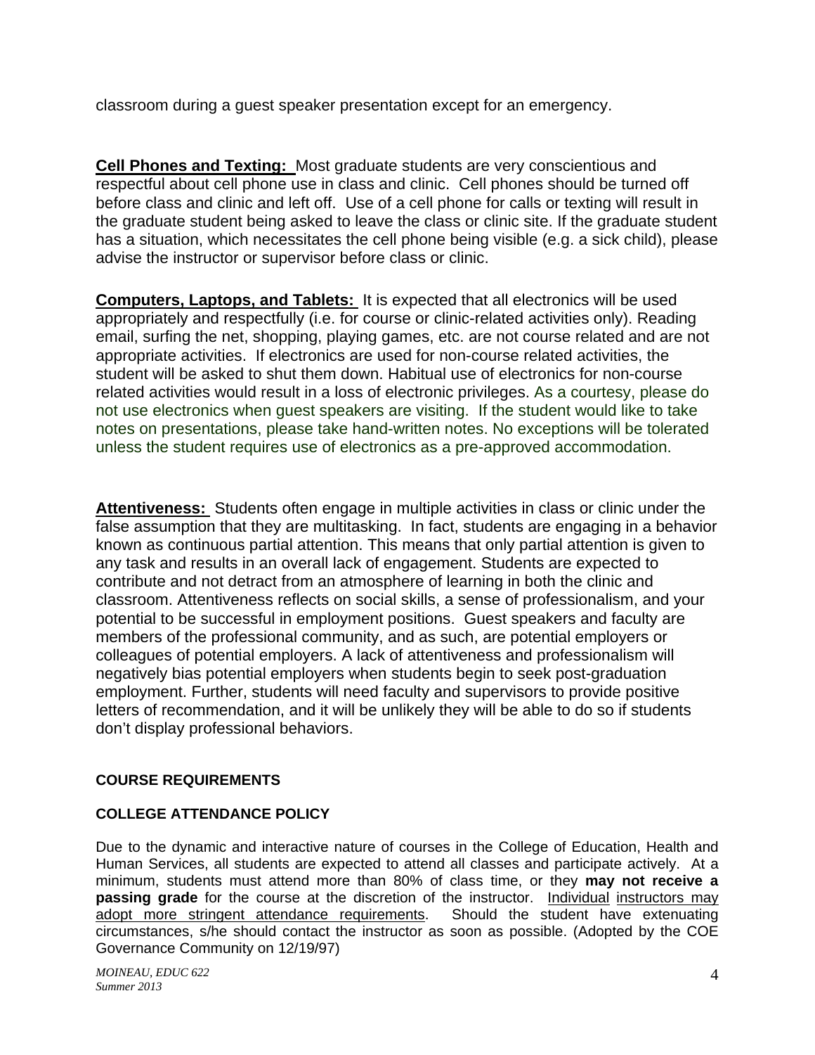classroom during a guest speaker presentation except for an emergency.

**Cell Phones and Texting:** Most graduate students are very conscientious and respectful about cell phone use in class and clinic. Cell phones should be turned off before class and clinic and left off. Use of a cell phone for calls or texting will result in the graduate student being asked to leave the class or clinic site. If the graduate student has a situation, which necessitates the cell phone being visible (e.g. a sick child), please advise the instructor or supervisor before class or clinic.

**Computers, Laptops, and Tablets:** It is expected that all electronics will be used appropriately and respectfully (i.e. for course or clinic-related activities only). Reading email, surfing the net, shopping, playing games, etc. are not course related and are not appropriate activities. If electronics are used for non-course related activities, the student will be asked to shut them down. Habitual use of electronics for non-course related activities would result in a loss of electronic privileges. As a courtesy, please do not use electronics when guest speakers are visiting. If the student would like to take notes on presentations, please take hand-written notes. No exceptions will be tolerated unless the student requires use of electronics as a pre-approved accommodation.

**Attentiveness:** Students often engage in multiple activities in class or clinic under the false assumption that they are multitasking. In fact, students are engaging in a behavior known as continuous partial attention. This means that only partial attention is given to any task and results in an overall lack of engagement. Students are expected to contribute and not detract from an atmosphere of learning in both the clinic and classroom. Attentiveness reflects on social skills, a sense of professionalism, and your potential to be successful in employment positions. Guest speakers and faculty are members of the professional community, and as such, are potential employers or colleagues of potential employers. A lack of attentiveness and professionalism will negatively bias potential employers when students begin to seek post-graduation employment. Further, students will need faculty and supervisors to provide positive letters of recommendation, and it will be unlikely they will be able to do so if students don't display professional behaviors.

## COURSE REQUIREMENTS

### COLLEGE ATTENDANCE POLICY

Due to the dynamic and interactive nature of courses in the College of Education, Health and Human Services, all students are expected to attend all classes and participate actively. At a minimum, students must attend more than 80% of class time, or they **may not receive a passing grade** for the course at the discretion of the instructor. Individual instructors may adopt more stringent attendance requirements. Should the student have extenuating circumstances, s/he should contact the instructor as soon as possible. (Adopted by the COE Governance Community on 12/19/97)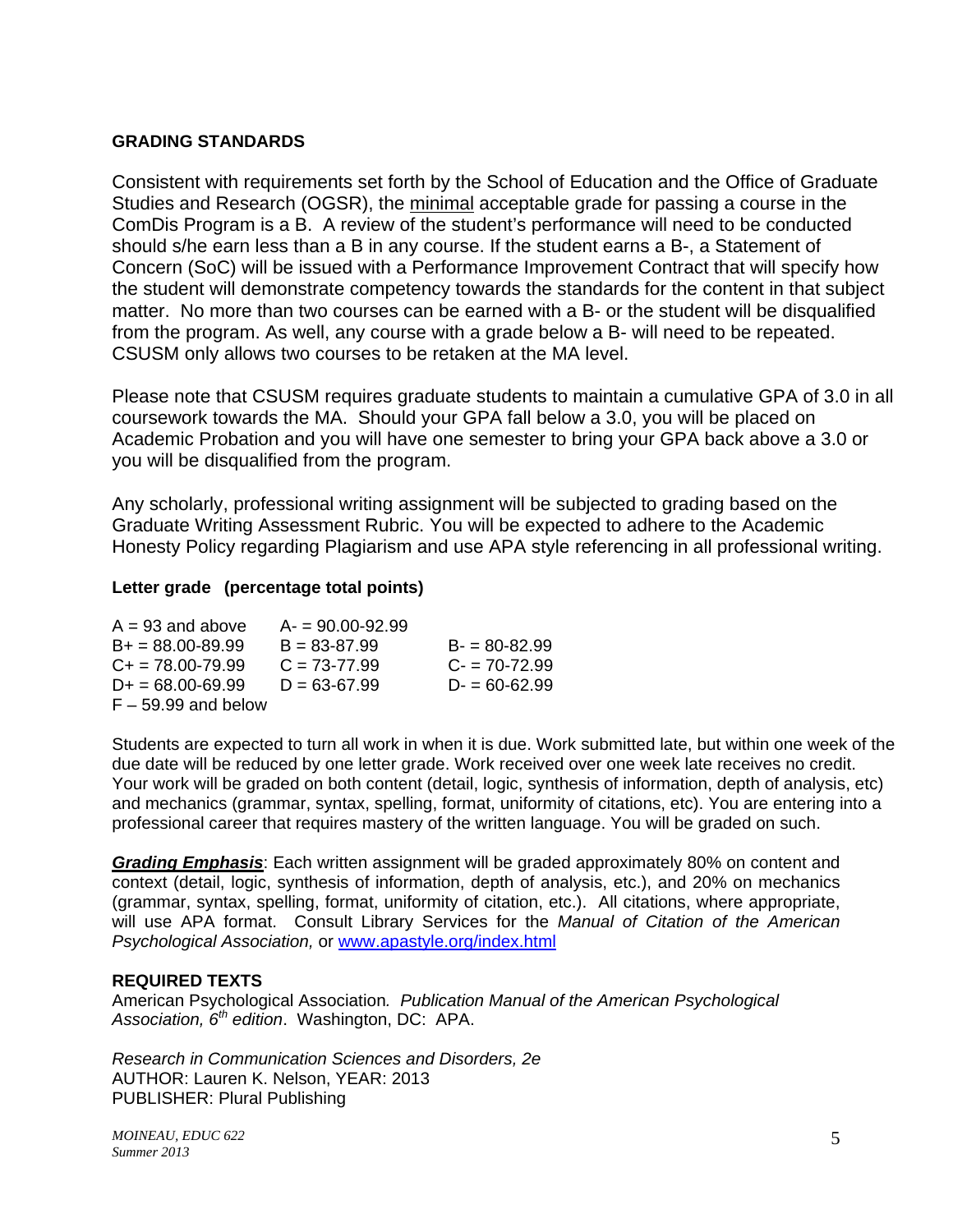**GRADING STANDARDS**

Consistent with requirements set forth by the School of Education and the Office of Graduate Studies and Research (OGSR), the <u>minimal</u> acceptable grade for passing a course in the ComDis Program is a B. A review of the student's performance will need to be conducted should s/he earn less than a B in any course. If the student earns a B-, a Statement of Concern (SoC) will be issued with a Performance Improvement Contract that will specify how the student will demonstrate competency towards the standards for the content in that subject matter. No more than two courses can be earned with a B- or the student will be disqualified from the program. As well, any course with a grade below a B- will need to be repeated. CSUSM only allows two courses to be retaken at the MA level.

Please note that CSUSM requires graduate students to maintain a cumulative GPA of 3.0 in all coursework towards the MA. Should your GPA fall below a 3.0, you will be placed on Academic Probation and you will have one semester to bring your GPA back above a 3.0 or you will be disqualified from the program.

Any scholarly, professional writing assignment will be subjected to grading based on the Graduate Writing Assessment Rubric. You will be expected to adhere to the Academic Honesty Policy regarding Plagiarism and use APA style referencing in all professional writing.

**Letter grade (percentage total points)**

| | | |
|---|---|---|
| A = 93 and above | A- = 90.00-92.99 | |
| B+ = 88.00-89.99 | B = 83-87.99 | B- = 80-82.99 |
| C+ = 78.00-79.99 | C = 73-77.99 | C- = 70-72.99 |
| D+ = 68.00-69.99 | D = 63-67.99 | D- = 60-62.99 |
| F – 59.99 and below | | |

Students are expected to turn all work in when it is due. Work submitted late, but within one week of the due date will be reduced by one letter grade. Work received over one week late receives no credit. Your work will be graded on both content (detail, logic, synthesis of information, depth of analysis, etc) and mechanics (grammar, syntax, spelling, format, uniformity of citations, etc). You are entering into a professional career that requires mastery of the written language. You will be graded on such.

***<u>Grading Emphasis</u>***: Each written assignment will be graded approximately 80% on content and context (detail, logic, synthesis of information, depth of analysis, etc.), and 20% on mechanics (grammar, syntax, spelling, format, uniformity of citation, etc.). All citations, where appropriate, will use APA format. Consult Library Services for the *Manual of Citation of the American Psychological Association,* or [www.apastyle.org/index.html](www.apastyle.org/index.html)

**REQUIRED TEXTS**

American Psychological Association*. Publication Manual of the American Psychological Association, 6th edition*. Washington, DC: APA.

*Research in Communication Sciences and Disorders, 2e*
AUTHOR: Lauren K. Nelson, YEAR: 2013
PUBLISHER: Plural Publishing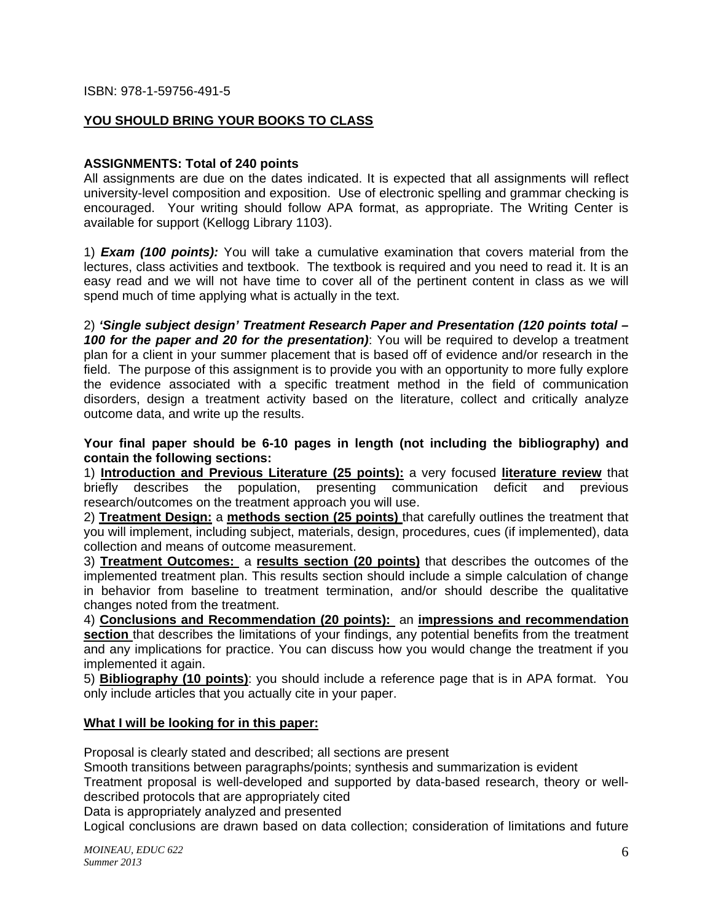ISBN: 978-1-59756-491-5

**YOU SHOULD BRING YOUR BOOKS TO CLASS**

**ASSIGNMENTS: Total of 240 points**

All assignments are due on the dates indicated. It is expected that all assignments will reflect university-level composition and exposition. Use of electronic spelling and grammar checking is encouraged. Your writing should follow APA format, as appropriate. The Writing Center is available for support (Kellogg Library 1103).

1) ***Exam (100 points):*** You will take a cumulative examination that covers material from the lectures, class activities and textbook. The textbook is required and you need to read it. It is an easy read and we will not have time to cover all of the pertinent content in class as we will spend much of time applying what is actually in the text.

2) ***'Single subject design' Treatment Research Paper and Presentation (120 points total – 100 for the paper and 20 for the presentation)***: You will be required to develop a treatment plan for a client in your summer placement that is based off of evidence and/or research in the field. The purpose of this assignment is to provide you with an opportunity to more fully explore the evidence associated with a specific treatment method in the field of communication disorders, design a treatment activity based on the literature, collect and critically analyze outcome data, and write up the results.

**Your final paper should be 6-10 pages in length (not including the bibliography) and contain the following sections:**

1) **Introduction and Previous Literature (25 points):** a very focused **literature review** that briefly describes the population, presenting communication deficit and previous research/outcomes on the treatment approach you will use.

2) **Treatment Design:** a **methods section (25 points)** that carefully outlines the treatment that you will implement, including subject, materials, design, procedures, cues (if implemented), data collection and means of outcome measurement.

3) **Treatment Outcomes:** a **results section (20 points)** that describes the outcomes of the implemented treatment plan. This results section should include a simple calculation of change in behavior from baseline to treatment termination, and/or should describe the qualitative changes noted from the treatment.

4) **Conclusions and Recommendation (20 points):** an **impressions and recommendation section** that describes the limitations of your findings, any potential benefits from the treatment and any implications for practice. You can discuss how you would change the treatment if you implemented it again.

5) **Bibliography (10 points)**: you should include a reference page that is in APA format. You only include articles that you actually cite in your paper.

**What I will be looking for in this paper:**

Proposal is clearly stated and described; all sections are present

Smooth transitions between paragraphs/points; synthesis and summarization is evident

Treatment proposal is well-developed and supported by data-based research, theory or well-described protocols that are appropriately cited

Data is appropriately analyzed and presented

Logical conclusions are drawn based on data collection; consideration of limitations and future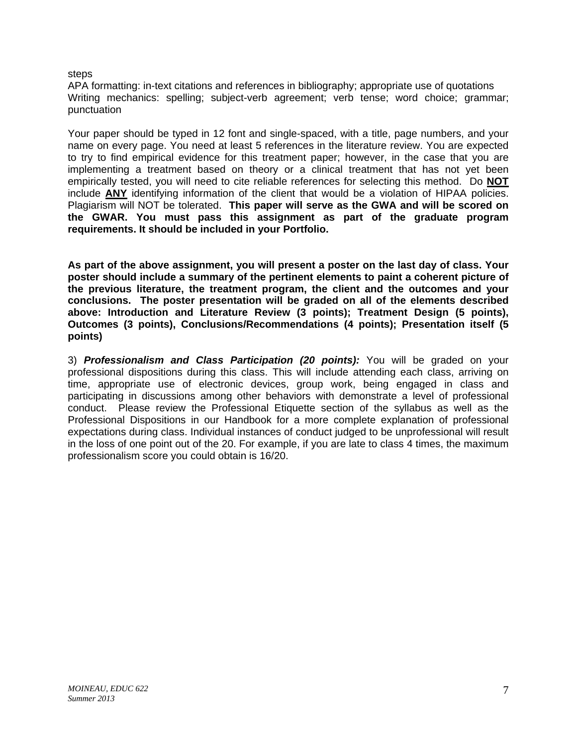steps

APA formatting: in-text citations and references in bibliography; appropriate use of quotations

Writing mechanics: spelling; subject-verb agreement; verb tense; word choice; grammar; punctuation

Your paper should be typed in 12 font and single-spaced, with a title, page numbers, and your name on every page. You need at least 5 references in the literature review. You are expected to try to find empirical evidence for this treatment paper; however, in the case that you are implementing a treatment based on theory or a clinical treatment that has not yet been empirically tested, you will need to cite reliable references for selecting this method. Do **NOT** include **ANY** identifying information of the client that would be a violation of HIPAA policies. Plagiarism will NOT be tolerated. **This paper will serve as the GWA and will be scored on the GWAR. You must pass this assignment as part of the graduate program requirements. It should be included in your Portfolio.**

**As part of the above assignment, you will present a poster on the last day of class. Your poster should include a summary of the pertinent elements to paint a coherent picture of the previous literature, the treatment program, the client and the outcomes and your conclusions. The poster presentation will be graded on all of the elements described above: Introduction and Literature Review (3 points); Treatment Design (5 points), Outcomes (3 points), Conclusions/Recommendations (4 points); Presentation itself (5 points)**

3) ***Professionalism and Class Participation (20 points):*** You will be graded on your professional dispositions during this class. This will include attending each class, arriving on time, appropriate use of electronic devices, group work, being engaged in class and participating in discussions among other behaviors with demonstrate a level of professional conduct. Please review the Professional Etiquette section of the syllabus as well as the Professional Dispositions in our Handbook for a more complete explanation of professional expectations during class. Individual instances of conduct judged to be unprofessional will result in the loss of one point out of the 20. For example, if you are late to class 4 times, the maximum professionalism score you could obtain is 16/20.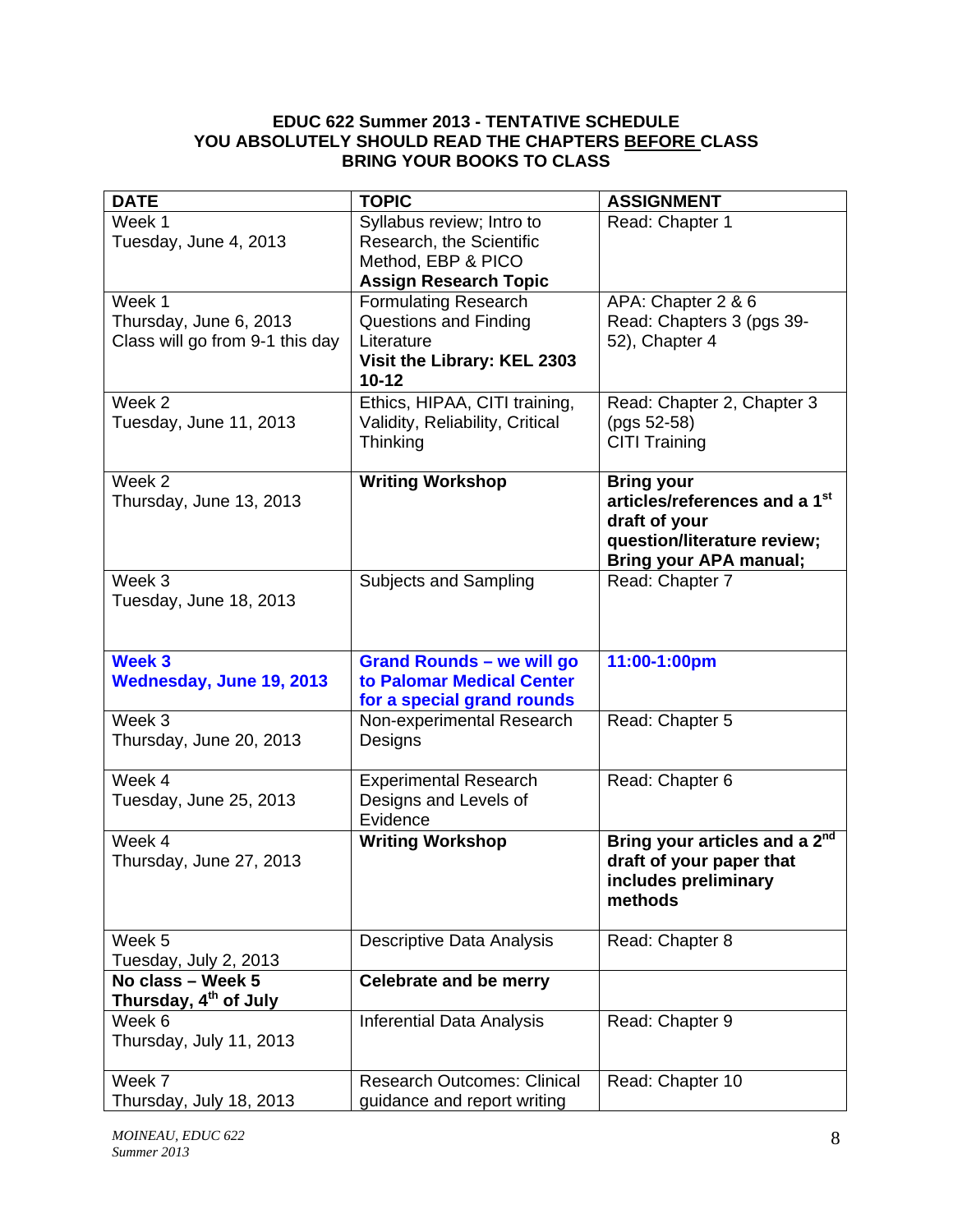**EDUC 622 Summer 2013 - TENTATIVE SCHEDULE**
**YOU ABSOLUTELY SHOULD READ THE CHAPTERS BEFORE CLASS**
**BRING YOUR BOOKS TO CLASS**

| DATE | TOPIC | ASSIGNMENT |
|---|---|---|
| Week 1<br>Tuesday, June 4, 2013 | Syllabus review; Intro to Research, the Scientific Method, EBP & PICO<br>**Assign Research Topic** | Read: Chapter 1 |
| Week 1<br>Thursday, June 6, 2013<br>Class will go from 9-1 this day | Formulating Research Questions and Finding Literature<br>**Visit the Library: KEL 2303 10-12** | APA: Chapter 2 & 6<br>Read: Chapters 3 (pgs 39-52), Chapter 4 |
| Week 2<br>Tuesday, June 11, 2013 | Ethics, HIPAA, CITI training, Validity, Reliability, Critical Thinking | Read: Chapter 2, Chapter 3 (pgs 52-58)<br>CITI Training |
| Week 2<br>Thursday, June 13, 2013 | **Writing Workshop** | **Bring your articles/references and a 1st draft of your question/literature review; Bring your APA manual;** |
| Week 3<br>Tuesday, June 18, 2013 | Subjects and Sampling | Read: Chapter 7 |
| **Week 3**<br>**Wednesday, June 19, 2013** | **Grand Rounds – we will go to Palomar Medical Center for a special grand rounds** | **11:00-1:00pm** |
| Week 3<br>Thursday, June 20, 2013 | Non-experimental Research Designs | Read: Chapter 5 |
| Week 4<br>Tuesday, June 25, 2013 | Experimental Research Designs and Levels of Evidence | Read: Chapter 6 |
| Week 4<br>Thursday, June 27, 2013 | **Writing Workshop** | **Bring your articles and a 2nd draft of your paper that includes preliminary methods** |
| Week 5<br>Tuesday, July 2, 2013 | Descriptive Data Analysis | Read: Chapter 8 |
| **No class – Week 5**<br>**Thursday, 4th of July** | **Celebrate and be merry** | |
| Week 6<br>Thursday, July 11, 2013 | Inferential Data Analysis | Read: Chapter 9 |
| Week 7<br>Thursday, July 18, 2013 | Research Outcomes: Clinical guidance and report writing | Read: Chapter 10 |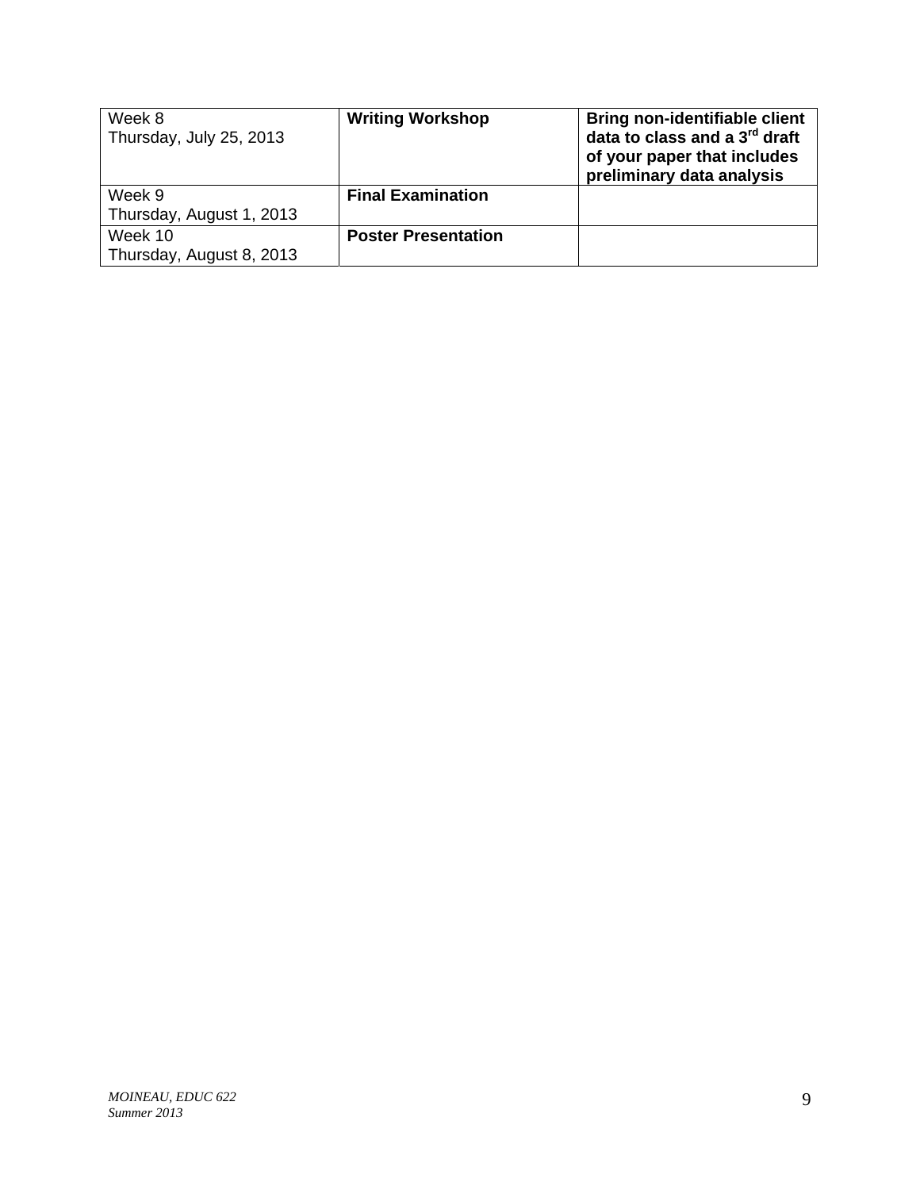| | | |
|---|---|---|
| Week 8<br>Thursday, July 25, 2013 | **Writing Workshop** | **Bring non-identifiable client data to class and a 3rd draft of your paper that includes preliminary data analysis** |
| Week 9<br>Thursday, August 1, 2013 | **Final Examination** | |
| Week 10<br>Thursday, August 8, 2013 | **Poster Presentation** | |